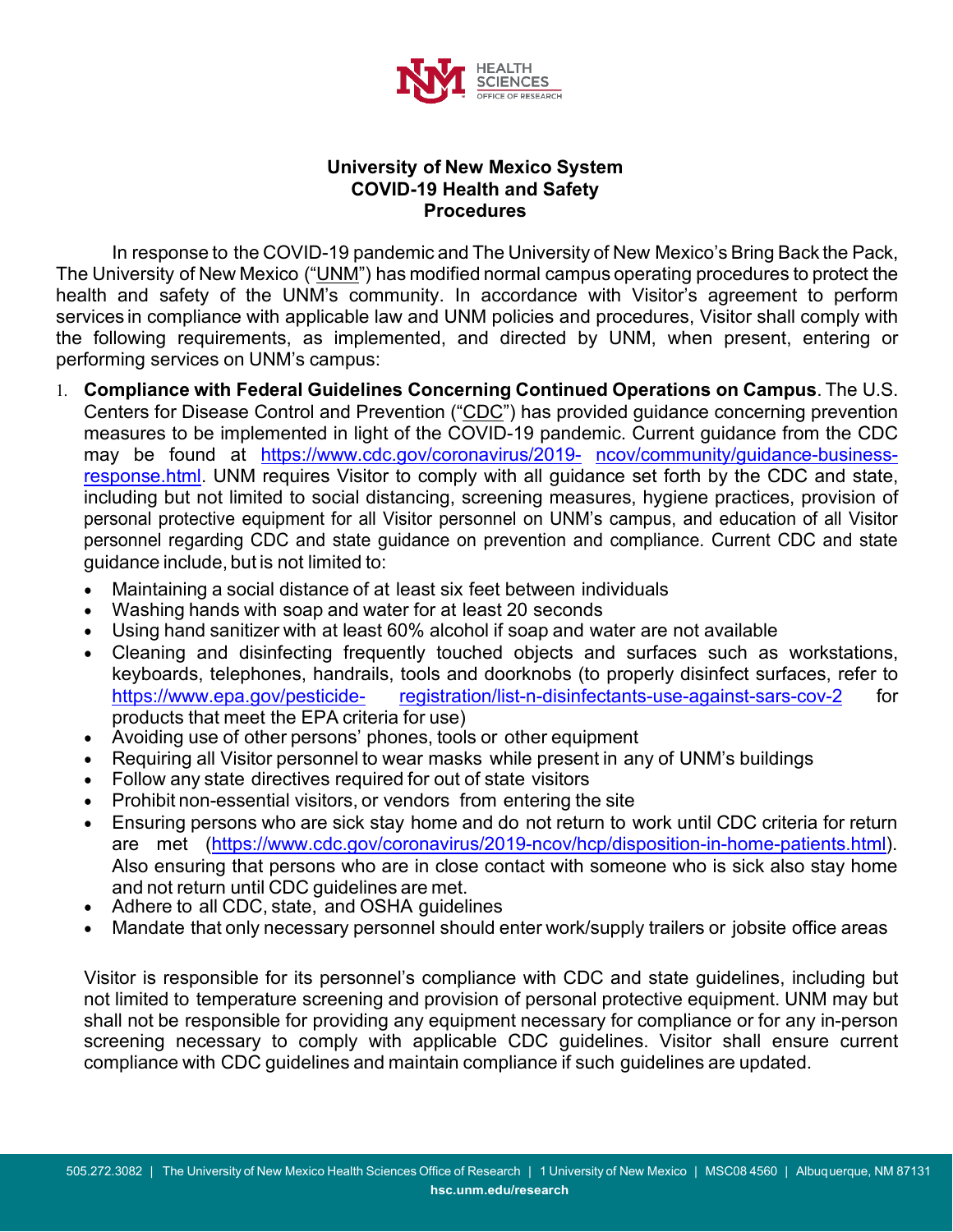# University of New Mexico System COVID-19 Health and Safety Procedures

In response to the COVID-19 pandemic and The University of New Mexico's Bring Back the Pack, The University of New Mexico ("UNM") has modified normal campus operating procedures to protect the health and safety of the UNM's community. In accordance with Visitor's agreement to perform services in compliance with applicable law and UNM policies and procedures, Visitor shall comply with the following requirements, as implemented, and directed by UNM, when present, entering or performing services on UNM's campus:

1. **Compliance with Federal Guidelines Concerning Continued Operations on Campus**. The U.S. Centers for Disease Control and Prevention ("CDC") has provided guidance concerning prevention measures to be implemented in light of the COVID-19 pandemic. Current guidance from the CDC may be found at https://www.cdc.gov/coronavirus/2019-ncov/community/guidance-business-response.html. UNM requires Visitor to comply with all guidance set forth by the CDC and state, including but not limited to social distancing, screening measures, hygiene practices, provision of personal protective equipment for all Visitor personnel on UNM's campus, and education of all Visitor personnel regarding CDC and state guidance on prevention and compliance. Current CDC and state guidance include, but is not limited to:

   - Maintaining a social distance of at least six feet between individuals
   - Washing hands with soap and water for at least 20 seconds
   - Using hand sanitizer with at least 60% alcohol if soap and water are not available
   - Cleaning and disinfecting frequently touched objects and surfaces such as workstations, keyboards, telephones, handrails, tools and doorknobs (to properly disinfect surfaces, refer to https://www.epa.gov/pesticide-registration/list-n-disinfectants-use-against-sars-cov-2 for products that meet the EPA criteria for use)
   - Avoiding use of other persons' phones, tools or other equipment
   - Requiring all Visitor personnel to wear masks while present in any of UNM's buildings
   - Follow any state directives required for out of state visitors
   - Prohibit non-essential visitors, or vendors from entering the site
   - Ensuring persons who are sick stay home and do not return to work until CDC criteria for return are met (https://www.cdc.gov/coronavirus/2019-ncov/hcp/disposition-in-home-patients.html). Also ensuring that persons who are in close contact with someone who is sick also stay home and not return until CDC guidelines are met.
   - Adhere to all CDC, state, and OSHA guidelines
   - Mandate that only necessary personnel should enter work/supply trailers or jobsite office areas

   Visitor is responsible for its personnel's compliance with CDC and state guidelines, including but not limited to temperature screening and provision of personal protective equipment. UNM may but shall not be responsible for providing any equipment necessary for compliance or for any in-person screening necessary to comply with applicable CDC guidelines. Visitor shall ensure current compliance with CDC guidelines and maintain compliance if such guidelines are updated.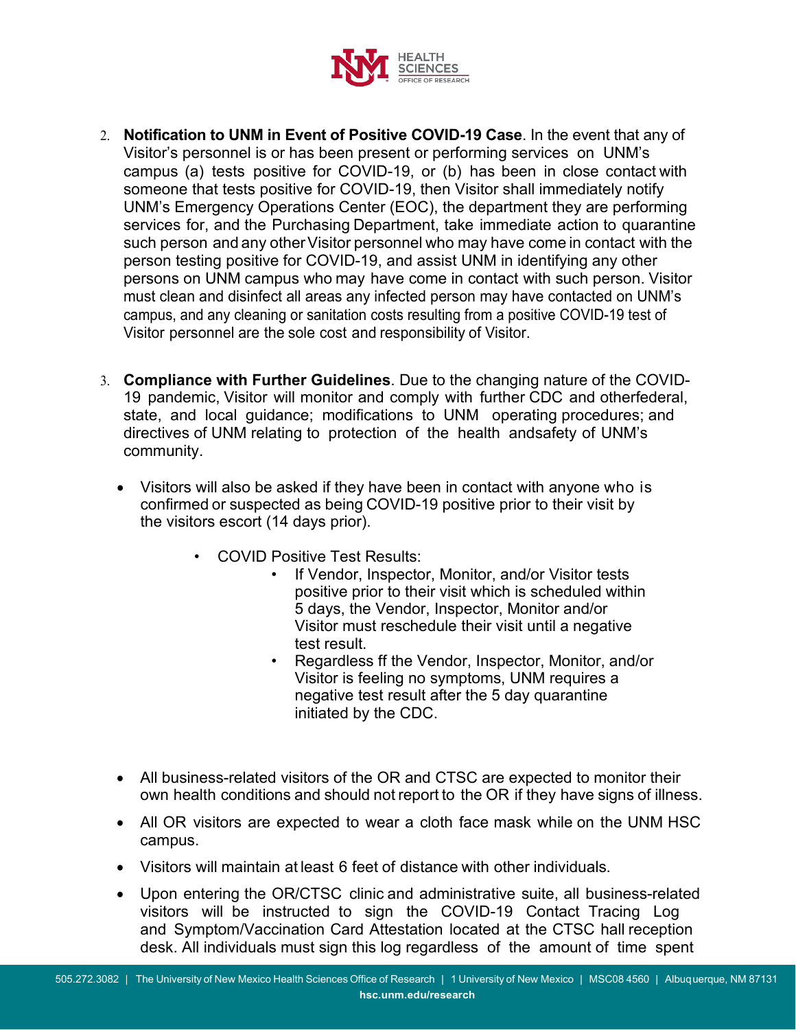2. **Notification to UNM in Event of Positive COVID-19 Case**. In the event that any of Visitor's personnel is or has been present or performing services on UNM's campus (a) tests positive for COVID-19, or (b) has been in close contact with someone that tests positive for COVID-19, then Visitor shall immediately notify UNM's Emergency Operations Center (EOC), the department they are performing services for, and the Purchasing Department, take immediate action to quarantine such person and any other Visitor personnel who may have come in contact with the person testing positive for COVID-19, and assist UNM in identifying any other persons on UNM campus who may have come in contact with such person. Visitor must clean and disinfect all areas any infected person may have contacted on UNM's campus, and any cleaning or sanitation costs resulting from a positive COVID-19 test of Visitor personnel are the sole cost and responsibility of Visitor.

3. **Compliance with Further Guidelines**. Due to the changing nature of the COVID-19 pandemic, Visitor will monitor and comply with further CDC and otherfederal, state, and local guidance; modifications to UNM operating procedures; and directives of UNM relating to protection of the health andsafety of UNM's community.

- Visitors will also be asked if they have been in contact with anyone who is confirmed or suspected as being COVID-19 positive prior to their visit by the visitors escort (14 days prior).
  - COVID Positive Test Results:
    - If Vendor, Inspector, Monitor, and/or Visitor tests positive prior to their visit which is scheduled within 5 days, the Vendor, Inspector, Monitor and/or Visitor must reschedule their visit until a negative test result.
    - Regardless ff the Vendor, Inspector, Monitor, and/or Visitor is feeling no symptoms, UNM requires a negative test result after the 5 day quarantine initiated by the CDC.

- All business-related visitors of the OR and CTSC are expected to monitor their own health conditions and should not report to the OR if they have signs of illness.
- All OR visitors are expected to wear a cloth face mask while on the UNM HSC campus.
- Visitors will maintain at least 6 feet of distance with other individuals.
- Upon entering the OR/CTSC clinic and administrative suite, all business-related visitors will be instructed to sign the COVID-19 Contact Tracing Log and Symptom/Vaccination Card Attestation located at the CTSC hall reception desk. All individuals must sign this log regardless of the amount of time spent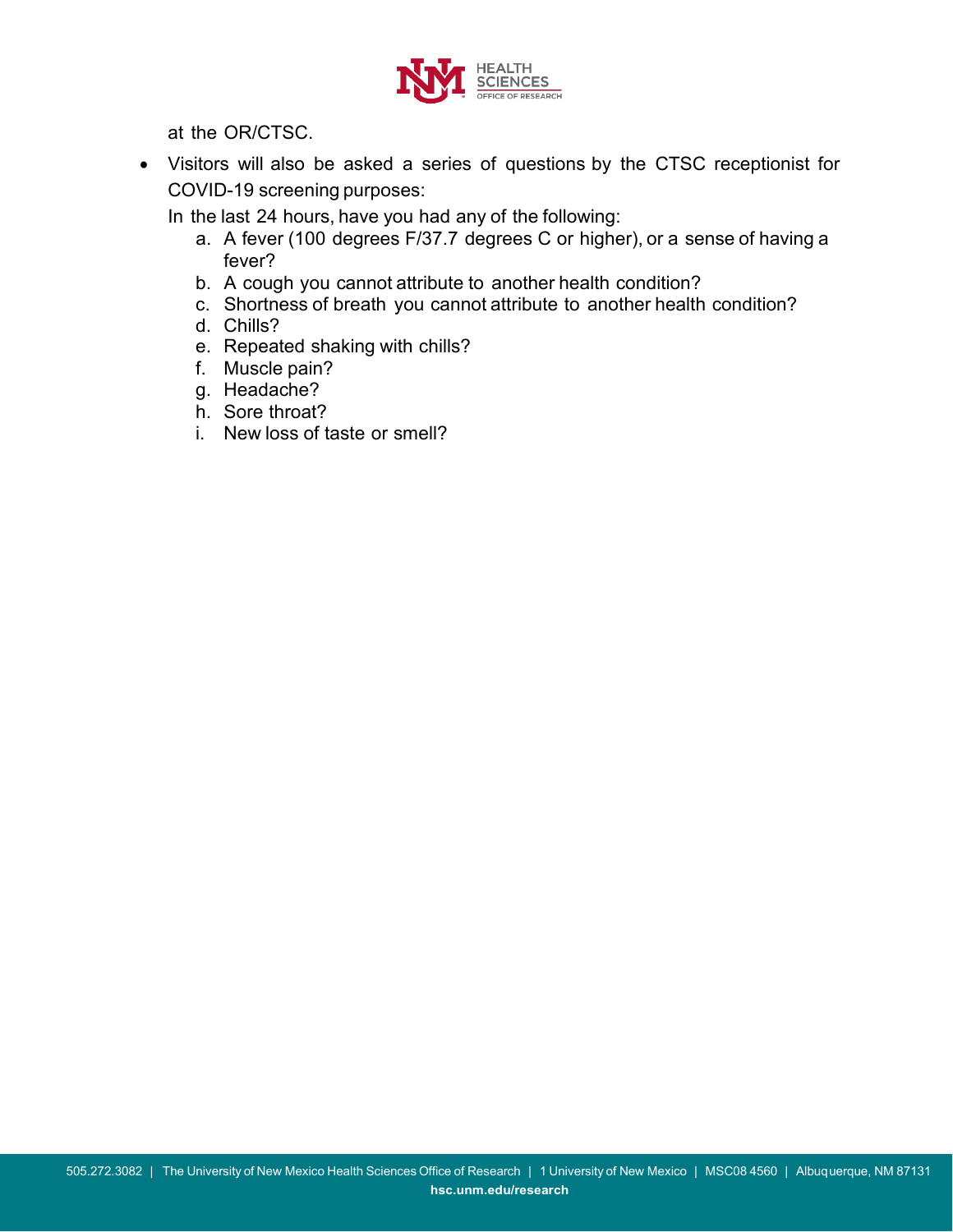at the OR/CTSC.

- Visitors will also be asked a series of questions by the CTSC receptionist for COVID-19 screening purposes:

  In the last 24 hours, have you had any of the following:

  a. A fever (100 degrees F/37.7 degrees C or higher), or a sense of having a fever?
  b. A cough you cannot attribute to another health condition?
  c. Shortness of breath you cannot attribute to another health condition?
  d. Chills?
  e. Repeated shaking with chills?
  f. Muscle pain?
  g. Headache?
  h. Sore throat?
  i. New loss of taste or smell?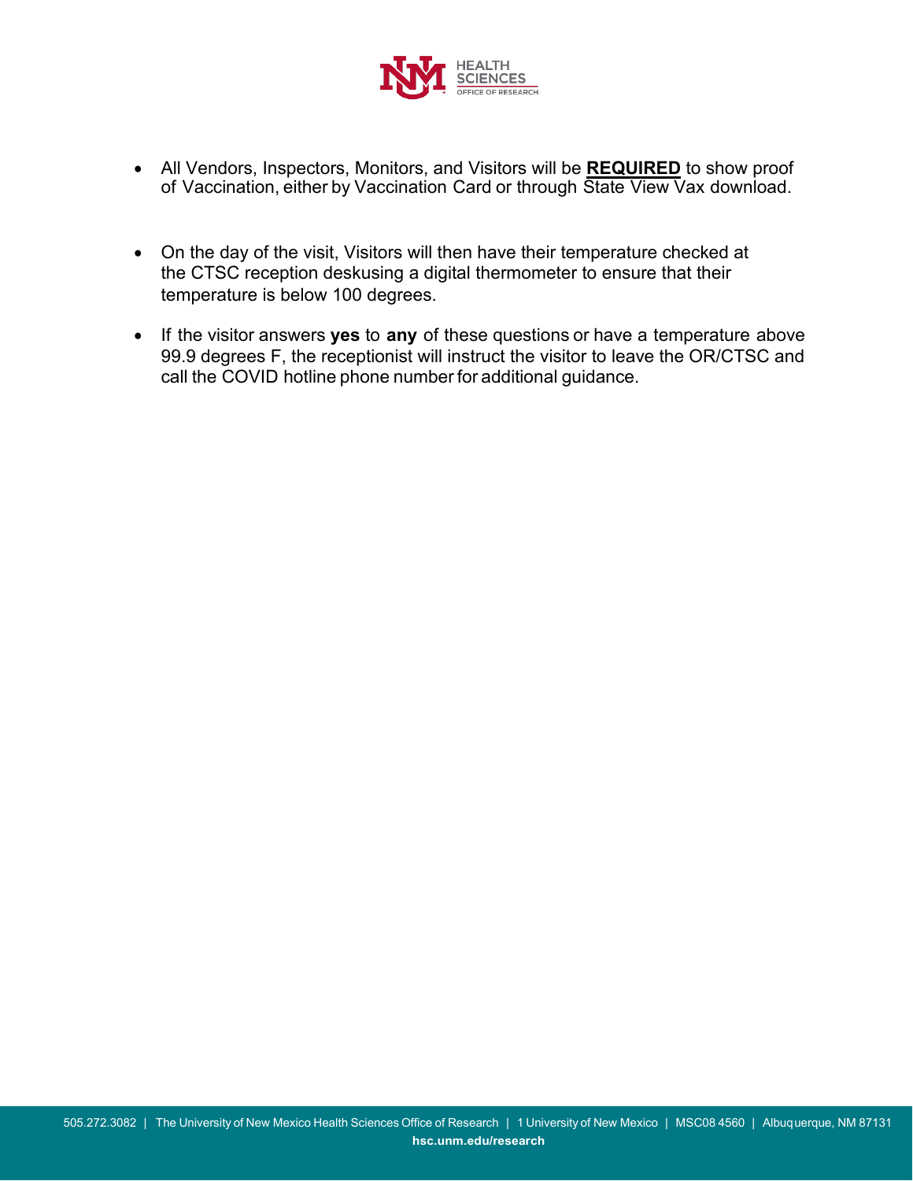- All Vendors, Inspectors, Monitors, and Visitors will be **REQUIRED** to show proof of Vaccination, either by Vaccination Card or through State View Vax download.

- On the day of the visit, Visitors will then have their temperature checked at the CTSC reception deskusing a digital thermometer to ensure that their temperature is below 100 degrees.

- If the visitor answers **yes** to **any** of these questions or have a temperature above 99.9 degrees F, the receptionist will instruct the visitor to leave the OR/CTSC and call the COVID hotline phone number for additional guidance.